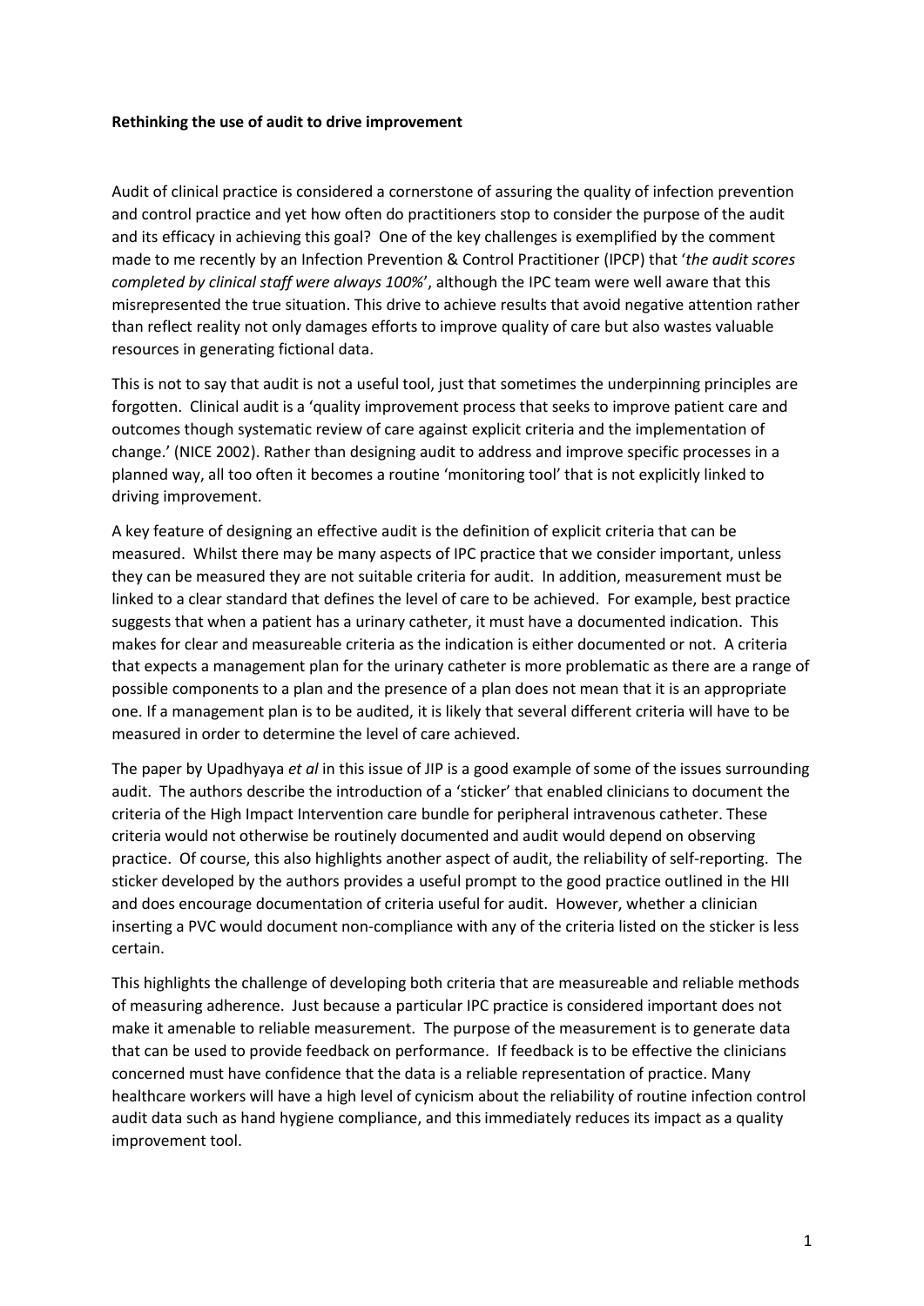**Rethinking the use of audit to drive improvement**

Audit of clinical practice is considered a cornerstone of assuring the quality of infection prevention and control practice and yet how often do practitioners stop to consider the purpose of the audit and its efficacy in achieving this goal? One of the key challenges is exemplified by the comment made to me recently by an Infection Prevention & Control Practitioner (IPCP) that '*the audit scores completed by clinical staff were always 100%*', although the IPC team were well aware that this misrepresented the true situation. This drive to achieve results that avoid negative attention rather than reflect reality not only damages efforts to improve quality of care but also wastes valuable resources in generating fictional data.

This is not to say that audit is not a useful tool, just that sometimes the underpinning principles are forgotten. Clinical audit is a 'quality improvement process that seeks to improve patient care and outcomes though systematic review of care against explicit criteria and the implementation of change.' (NICE 2002). Rather than designing audit to address and improve specific processes in a planned way, all too often it becomes a routine 'monitoring tool' that is not explicitly linked to driving improvement.

A key feature of designing an effective audit is the definition of explicit criteria that can be measured. Whilst there may be many aspects of IPC practice that we consider important, unless they can be measured they are not suitable criteria for audit. In addition, measurement must be linked to a clear standard that defines the level of care to be achieved. For example, best practice suggests that when a patient has a urinary catheter, it must have a documented indication. This makes for clear and measureable criteria as the indication is either documented or not. A criteria that expects a management plan for the urinary catheter is more problematic as there are a range of possible components to a plan and the presence of a plan does not mean that it is an appropriate one. If a management plan is to be audited, it is likely that several different criteria will have to be measured in order to determine the level of care achieved.

The paper by Upadhyaya *et al* in this issue of JIP is a good example of some of the issues surrounding audit. The authors describe the introduction of a 'sticker' that enabled clinicians to document the criteria of the High Impact Intervention care bundle for peripheral intravenous catheter. These criteria would not otherwise be routinely documented and audit would depend on observing practice. Of course, this also highlights another aspect of audit, the reliability of self-reporting. The sticker developed by the authors provides a useful prompt to the good practice outlined in the HII and does encourage documentation of criteria useful for audit. However, whether a clinician inserting a PVC would document non-compliance with any of the criteria listed on the sticker is less certain.

This highlights the challenge of developing both criteria that are measureable and reliable methods of measuring adherence. Just because a particular IPC practice is considered important does not make it amenable to reliable measurement. The purpose of the measurement is to generate data that can be used to provide feedback on performance. If feedback is to be effective the clinicians concerned must have confidence that the data is a reliable representation of practice. Many healthcare workers will have a high level of cynicism about the reliability of routine infection control audit data such as hand hygiene compliance, and this immediately reduces its impact as a quality improvement tool.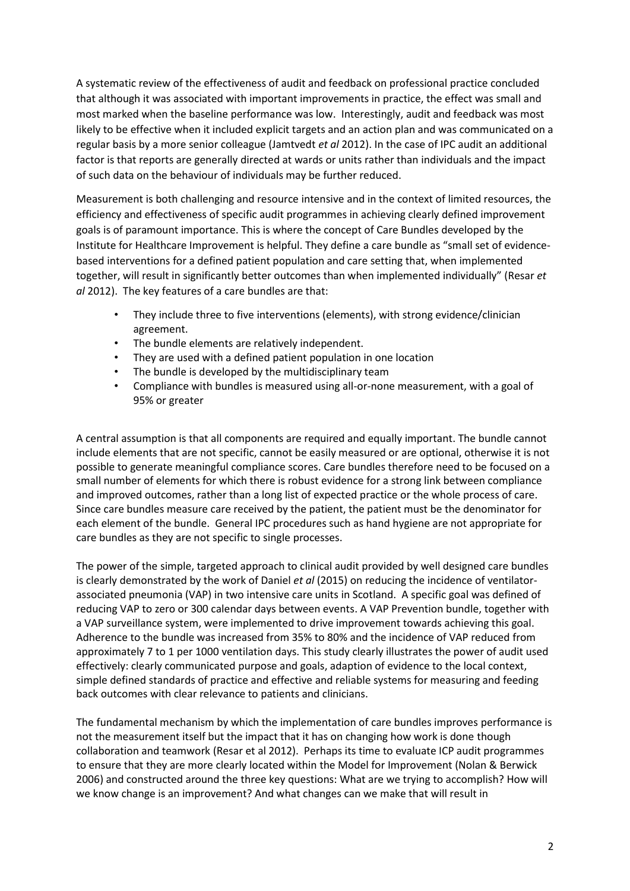A systematic review of the effectiveness of audit and feedback on professional practice concluded that although it was associated with important improvements in practice, the effect was small and most marked when the baseline performance was low. Interestingly, audit and feedback was most likely to be effective when it included explicit targets and an action plan and was communicated on a regular basis by a more senior colleague (Jamtvedt *et al* 2012). In the case of IPC audit an additional factor is that reports are generally directed at wards or units rather than individuals and the impact of such data on the behaviour of individuals may be further reduced.

Measurement is both challenging and resource intensive and in the context of limited resources, the efficiency and effectiveness of specific audit programmes in achieving clearly defined improvement goals is of paramount importance. This is where the concept of Care Bundles developed by the Institute for Healthcare Improvement is helpful. They define a care bundle as "small set of evidence-based interventions for a defined patient population and care setting that, when implemented together, will result in significantly better outcomes than when implemented individually" (Resar *et al* 2012). The key features of a care bundles are that:

- They include three to five interventions (elements), with strong evidence/clinician agreement.
- The bundle elements are relatively independent.
- They are used with a defined patient population in one location
- The bundle is developed by the multidisciplinary team
- Compliance with bundles is measured using all-or-none measurement, with a goal of 95% or greater

A central assumption is that all components are required and equally important. The bundle cannot include elements that are not specific, cannot be easily measured or are optional, otherwise it is not possible to generate meaningful compliance scores. Care bundles therefore need to be focused on a small number of elements for which there is robust evidence for a strong link between compliance and improved outcomes, rather than a long list of expected practice or the whole process of care. Since care bundles measure care received by the patient, the patient must be the denominator for each element of the bundle. General IPC procedures such as hand hygiene are not appropriate for care bundles as they are not specific to single processes.

The power of the simple, targeted approach to clinical audit provided by well designed care bundles is clearly demonstrated by the work of Daniel *et al* (2015) on reducing the incidence of ventilator-associated pneumonia (VAP) in two intensive care units in Scotland. A specific goal was defined of reducing VAP to zero or 300 calendar days between events. A VAP Prevention bundle, together with a VAP surveillance system, were implemented to drive improvement towards achieving this goal. Adherence to the bundle was increased from 35% to 80% and the incidence of VAP reduced from approximately 7 to 1 per 1000 ventilation days. This study clearly illustrates the power of audit used effectively: clearly communicated purpose and goals, adaption of evidence to the local context, simple defined standards of practice and effective and reliable systems for measuring and feeding back outcomes with clear relevance to patients and clinicians.

The fundamental mechanism by which the implementation of care bundles improves performance is not the measurement itself but the impact that it has on changing how work is done though collaboration and teamwork (Resar et al 2012). Perhaps its time to evaluate ICP audit programmes to ensure that they are more clearly located within the Model for Improvement (Nolan & Berwick 2006) and constructed around the three key questions: What are we trying to accomplish? How will we know change is an improvement? And what changes can we make that will result in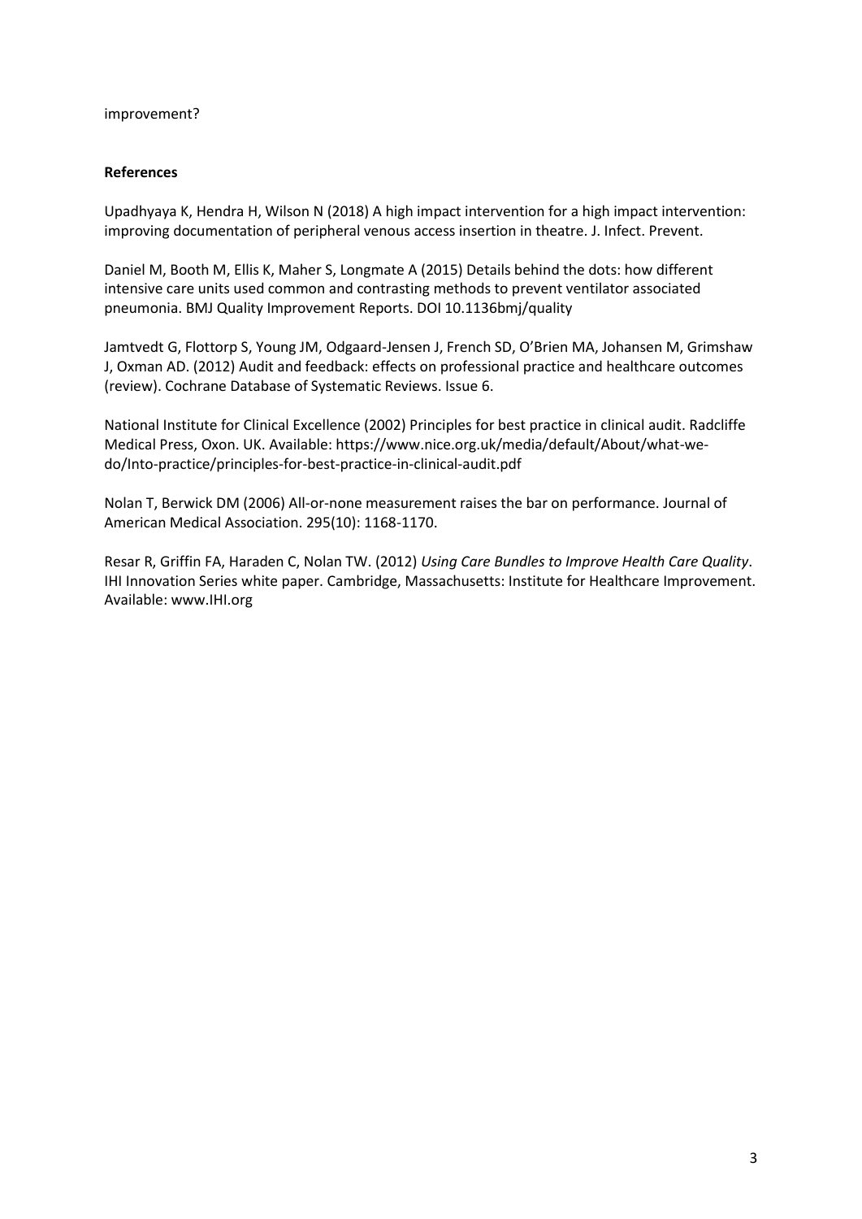improvement?

**References**

Upadhyaya K, Hendra H, Wilson N (2018) A high impact intervention for a high impact intervention: improving documentation of peripheral venous access insertion in theatre. J. Infect. Prevent.

Daniel M, Booth M, Ellis K, Maher S, Longmate A (2015) Details behind the dots: how different intensive care units used common and contrasting methods to prevent ventilator associated pneumonia. BMJ Quality Improvement Reports. DOI 10.1136bmj/quality

Jamtvedt G, Flottorp S, Young JM, Odgaard-Jensen J, French SD, O'Brien MA, Johansen M, Grimshaw J, Oxman AD. (2012) Audit and feedback: effects on professional practice and healthcare outcomes (review). Cochrane Database of Systematic Reviews. Issue 6.

National Institute for Clinical Excellence (2002) Principles for best practice in clinical audit. Radcliffe Medical Press, Oxon. UK. Available: https://www.nice.org.uk/media/default/About/what-we-do/Into-practice/principles-for-best-practice-in-clinical-audit.pdf

Nolan T, Berwick DM (2006) All-or-none measurement raises the bar on performance. Journal of American Medical Association. 295(10): 1168-1170.

Resar R, Griffin FA, Haraden C, Nolan TW. (2012) *Using Care Bundles to Improve Health Care Quality*. IHI Innovation Series white paper. Cambridge, Massachusetts: Institute for Healthcare Improvement. Available: www.IHI.org